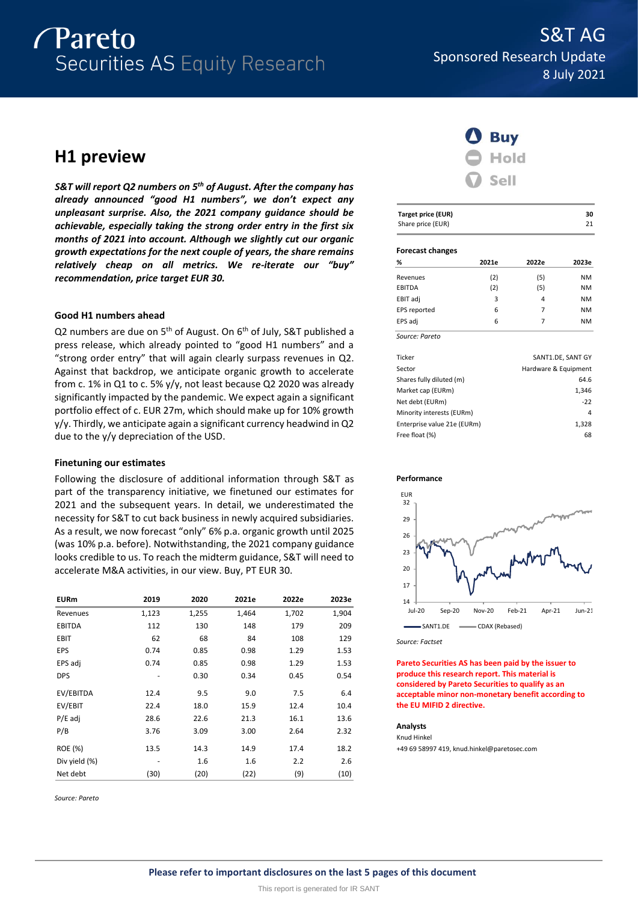# S&T AG

Sponsored Research Update

8 July 2021

## H1 preview

***S&T will report Q2 numbers on 5th of August. After the company has already announced "good H1 numbers", we don't expect any unpleasant surprise. Also, the 2021 company guidance should be achievable, especially taking the strong order entry in the first six months of 2021 into account. Although we slightly cut our organic growth expectations for the next couple of years, the share remains relatively cheap on all metrics. We re-iterate our "buy" recommendation, price target EUR 30.***

### Good H1 numbers ahead

Q2 numbers are due on 5th of August. On 6th of July, S&T published a press release, which already pointed to "good H1 numbers" and a "strong order entry" that will again clearly surpass revenues in Q2. Against that backdrop, we anticipate organic growth to accelerate from c. 1% in Q1 to c. 5% y/y, not least because Q2 2020 was already significantly impacted by the pandemic. We expect again a significant portfolio effect of c. EUR 27m, which should make up for 10% growth y/y. Thirdly, we anticipate again a significant currency headwind in Q2 due to the y/y depreciation of the USD.

### Finetuning our estimates

Following the disclosure of additional information through S&T as part of the transparency initiative, we finetuned our estimates for 2021 and the subsequent years. In detail, we underestimated the necessity for S&T to cut back business in newly acquired subsidiaries. As a result, we now forecast "only" 6% p.a. organic growth until 2025 (was 10% p.a. before). Notwithstanding, the 2021 company guidance looks credible to us. To reach the midterm guidance, S&T will need to accelerate M&A activities, in our view. Buy, PT EUR 30.

| EURm | 2019 | 2020 | 2021e | 2022e | 2023e |
|---|---|---|---|---|---|
| Revenues | 1,123 | 1,255 | 1,464 | 1,702 | 1,904 |
| EBITDA | 112 | 130 | 148 | 179 | 209 |
| EBIT | 62 | 68 | 84 | 108 | 129 |
| EPS | 0.74 | 0.85 | 0.98 | 1.29 | 1.53 |
| EPS adj | 0.74 | 0.85 | 0.98 | 1.29 | 1.53 |
| DPS | - | 0.30 | 0.34 | 0.45 | 0.54 |
| EV/EBITDA | 12.4 | 9.5 | 9.0 | 7.5 | 6.4 |
| EV/EBIT | 22.4 | 18.0 | 15.9 | 12.4 | 10.4 |
| P/E adj | 28.6 | 22.6 | 21.3 | 16.1 | 13.6 |
| P/B | 3.76 | 3.09 | 3.00 | 2.64 | 2.32 |
| ROE (%) | 13.5 | 14.3 | 14.9 | 17.4 | 18.2 |
| Div yield (%) | - | 1.6 | 1.6 | 2.2 | 2.6 |
| Net debt | (30) | (20) | (22) | (9) | (10) |

*Source: Pareto*

**Buy** / Hold / Sell

| Target price (EUR) | 30 |
|---|---|
| Share price (EUR) | 21 |

**Forecast changes**

| % | 2021e | 2022e | 2023e |
|---|---|---|---|
| Revenues | (2) | (5) | NM |
| EBITDA | (2) | (5) | NM |
| EBIT adj | 3 | 4 | NM |
| EPS reported | 6 | 7 | NM |
| EPS adj | 6 | 7 | NM |

*Source: Pareto*

| Ticker | SANT1.DE, SANT GY |
|---|---|
| Sector | Hardware & Equipment |
| Shares fully diluted (m) | 64.6 |
| Market cap (EURm) | 1,346 |
| Net debt (EURm) | -22 |
| Minority interests (EURm) | 4 |
| Enterprise value 21e (EURm) | 1,328 |
| Free float (%) | 68 |

**Performance**

SANT1.DE — CDAX (Rebased)

*Source: Factset*

**Pareto Securities AS has been paid by the issuer to produce this research report. This material is considered by Pareto Securities to qualify as an acceptable minor non-monetary benefit according to the EU MIFID 2 directive.**

**Analysts**

Knud Hinkel

+49 69 58997 419, knud.hinkel@paretosec.com

**Please refer to important disclosures on the last 5 pages of this document**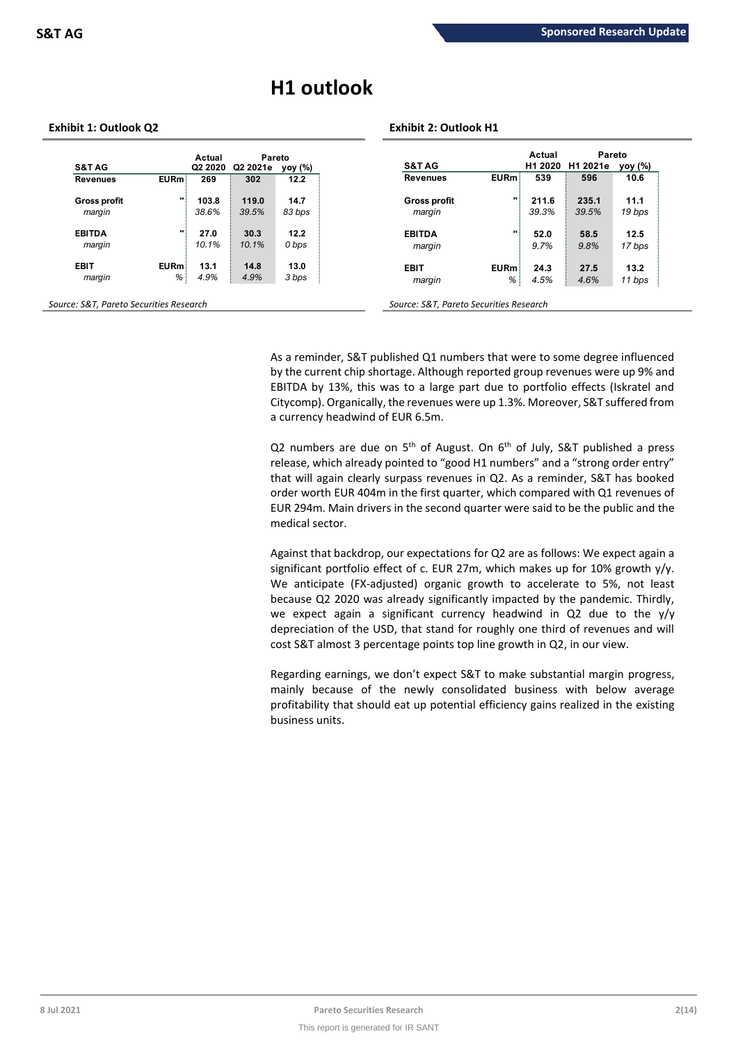# H1 outlook

**Exhibit 1: Outlook Q2**

| S&T AG | | Actual Q2 2020 | Pareto Q2 2021e | yoy (%) |
|---|---|---|---|---|
| **Revenues** | **EURm** | **269** | **302** | **12.2** |
| **Gross profit** | **"** | **103.8** | **119.0** | **14.7** |
| *margin* | | *38.6%* | *39.5%* | *83 bps* |
| **EBITDA** | **"** | **27.0** | **30.3** | **12.2** |
| *margin* | | *10.1%* | *10.1%* | *0 bps* |
| **EBIT** | **EURm** | **13.1** | **14.8** | **13.0** |
| *margin* | *%* | *4.9%* | *4.9%* | *3 bps* |

*Source: S&T, Pareto Securities Research*

**Exhibit 2: Outlook H1**

| S&T AG | | Actual H1 2020 | Pareto H1 2021e | yoy (%) |
|---|---|---|---|---|
| **Revenues** | **EURm** | **539** | **596** | **10.6** |
| **Gross profit** | **"** | **211.6** | **235.1** | **11.1** |
| *margin* | | *39.3%* | *39.5%* | *19 bps* |
| **EBITDA** | **"** | **52.0** | **58.5** | **12.5** |
| *margin* | | *9.7%* | *9.8%* | *17 bps* |
| **EBIT** | **EURm** | **24.3** | **27.5** | **13.2** |
| *margin* | *%* | *4.5%* | *4.6%* | *11 bps* |

*Source: S&T, Pareto Securities Research*

As a reminder, S&T published Q1 numbers that were to some degree influenced by the current chip shortage. Although reported group revenues were up 9% and EBITDA by 13%, this was to a large part due to portfolio effects (Iskratel and Citycomp). Organically, the revenues were up 1.3%. Moreover, S&T suffered from a currency headwind of EUR 6.5m.

Q2 numbers are due on 5th of August. On 6th of July, S&T published a press release, which already pointed to "good H1 numbers" and a "strong order entry" that will again clearly surpass revenues in Q2. As a reminder, S&T has booked order worth EUR 404m in the first quarter, which compared with Q1 revenues of EUR 294m. Main drivers in the second quarter were said to be the public and the medical sector.

Against that backdrop, our expectations for Q2 are as follows: We expect again a significant portfolio effect of c. EUR 27m, which makes up for 10% growth y/y. We anticipate (FX-adjusted) organic growth to accelerate to 5%, not least because Q2 2020 was already significantly impacted by the pandemic. Thirdly, we expect again a significant currency headwind in Q2 due to the y/y depreciation of the USD, that stand for roughly one third of revenues and will cost S&T almost 3 percentage points top line growth in Q2, in our view.

Regarding earnings, we don't expect S&T to make substantial margin progress, mainly because of the newly consolidated business with below average profitability that should eat up potential efficiency gains realized in the existing business units.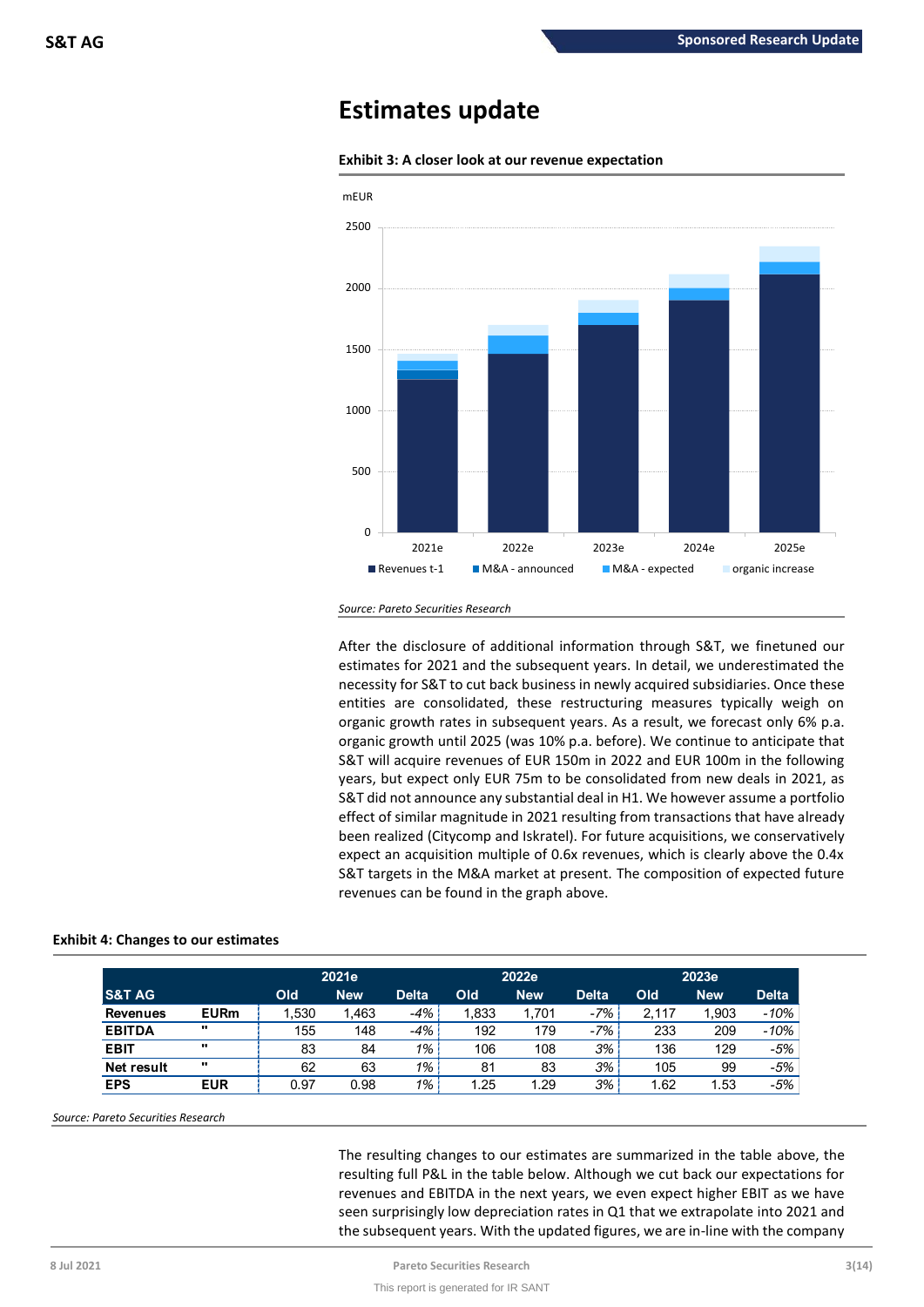# Estimates update

**Exhibit 3: A closer look at our revenue expectation**

*Source: Pareto Securities Research*

After the disclosure of additional information through S&T, we finetuned our estimates for 2021 and the subsequent years. In detail, we underestimated the necessity for S&T to cut back business in newly acquired subsidiaries. Once these entities are consolidated, these restructuring measures typically weigh on organic growth rates in subsequent years. As a result, we forecast only 6% p.a. organic growth until 2025 (was 10% p.a. before). We continue to anticipate that S&T will acquire revenues of EUR 150m in 2022 and EUR 100m in the following years, but expect only EUR 75m to be consolidated from new deals in 2021, as S&T did not announce any substantial deal in H1. We however assume a portfolio effect of similar magnitude in 2021 resulting from transactions that have already been realized (Citycomp and Iskratel). For future acquisitions, we conservatively expect an acquisition multiple of 0.6x revenues, which is clearly above the 0.4x S&T targets in the M&A market at present. The composition of expected future revenues can be found in the graph above.

**Exhibit 4: Changes to our estimates**

| S&T AG | | 2021e Old | 2021e New | 2021e Delta | 2022e Old | 2022e New | 2022e Delta | 2023e Old | 2023e New | 2023e Delta |
|---|---|---|---|---|---|---|---|---|---|---|
| **Revenues** | **EURm** | 1,530 | 1,463 | -4% | 1,833 | 1,701 | -7% | 2,117 | 1,903 | -10% |
| **EBITDA** | " | 155 | 148 | -4% | 192 | 179 | -7% | 233 | 209 | -10% |
| **EBIT** | " | 83 | 84 | 1% | 106 | 108 | 3% | 136 | 129 | -5% |
| **Net result** | " | 62 | 63 | 1% | 81 | 83 | 3% | 105 | 99 | -5% |
| **EPS** | **EUR** | 0.97 | 0.98 | 1% | 1.25 | 1.29 | 3% | 1.62 | 1.53 | -5% |

*Source: Pareto Securities Research*

The resulting changes to our estimates are summarized in the table above, the resulting full P&L in the table below. Although we cut back our expectations for revenues and EBITDA in the next years, we even expect higher EBIT as we have seen surprisingly low depreciation rates in Q1 that we extrapolate into 2021 and the subsequent years. With the updated figures, we are in-line with the company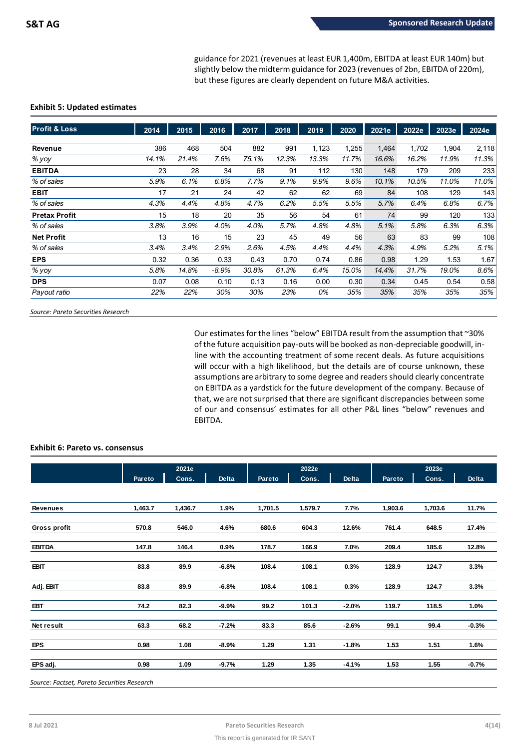guidance for 2021 (revenues at least EUR 1,400m, EBITDA at least EUR 140m) but slightly below the midterm guidance for 2023 (revenues of 2bn, EBITDA of 220m), but these figures are clearly dependent on future M&A activities.

**Exhibit 5: Updated estimates**

| Profit & Loss | 2014 | 2015 | 2016 | 2017 | 2018 | 2019 | 2020 | 2021e | 2022e | 2023e | 2024e |
|---|---|---|---|---|---|---|---|---|---|---|---|
| **Revenue** | 386 | 468 | 504 | 882 | 991 | 1,123 | 1,255 | 1,464 | 1,702 | 1,904 | 2,118 |
| *% yoy* | *14.1%* | *21.4%* | *7.6%* | *75.1%* | *12.3%* | *13.3%* | *11.7%* | *16.6%* | *16.2%* | *11.9%* | *11.3%* |
| **EBITDA** | 23 | 28 | 34 | 68 | 91 | 112 | 130 | 148 | 179 | 209 | 233 |
| *% of sales* | *5.9%* | *6.1%* | *6.8%* | *7.7%* | *9.1%* | *9.9%* | *9.6%* | *10.1%* | *10.5%* | *11.0%* | *11.0%* |
| **EBIT** | 17 | 21 | 24 | 42 | 62 | 62 | 69 | 84 | 108 | 129 | 143 |
| *% of sales* | *4.3%* | *4.4%* | *4.8%* | *4.7%* | *6.2%* | *5.5%* | *5.5%* | *5.7%* | *6.4%* | *6.8%* | *6.7%* |
| **Pretax Profit** | 15 | 18 | 20 | 35 | 56 | 54 | 61 | 74 | 99 | 120 | 133 |
| *% of sales* | *3.8%* | *3.9%* | *4.0%* | *4.0%* | *5.7%* | *4.8%* | *4.8%* | *5.1%* | *5.8%* | *6.3%* | *6.3%* |
| **Net Profit** | 13 | 16 | 15 | 23 | 45 | 49 | 56 | 63 | 83 | 99 | 108 |
| *% of sales* | *3.4%* | *3.4%* | *2.9%* | *2.6%* | *4.5%* | *4.4%* | *4.4%* | *4.3%* | *4.9%* | *5.2%* | *5.1%* |
| **EPS** | 0.32 | 0.36 | 0.33 | 0.43 | 0.70 | 0.74 | 0.86 | 0.98 | 1.29 | 1.53 | 1.67 |
| *% yoy* | *5.8%* | *14.8%* | *-8.9%* | *30.8%* | *61.3%* | *6.4%* | *15.0%* | *14.4%* | *31.7%* | *19.0%* | *8.6%* |
| **DPS** | 0.07 | 0.08 | 0.10 | 0.13 | 0.16 | 0.00 | 0.30 | 0.34 | 0.45 | 0.54 | 0.58 |
| *Payout ratio* | *22%* | *22%* | *30%* | *30%* | *23%* | *0%* | *35%* | *35%* | *35%* | *35%* | *35%* |

*Source: Pareto Securities Research*

Our estimates for the lines "below" EBITDA result from the assumption that ~30% of the future acquisition pay-outs will be booked as non-depreciable goodwill, in-line with the accounting treatment of some recent deals. As future acquisitions will occur with a high likelihood, but the details are of course unknown, these assumptions are arbitrary to some degree and readers should clearly concentrate on EBITDA as a yardstick for the future development of the company. Because of that, we are not surprised that there are significant discrepancies between some of our and consensus' estimates for all other P&L lines "below" revenues and EBITDA.

**Exhibit 6: Pareto vs. consensus**

| | 2021e | | | 2022e | | | 2023e | | |
|---|---|---|---|---|---|---|---|---|---|
| | Pareto | Cons. | Delta | Pareto | Cons. | Delta | Pareto | Cons. | Delta |
| **Revenues** | 1,463.7 | 1,436.7 | 1.9% | 1,701.5 | 1,579.7 | 7.7% | 1,903.6 | 1,703.6 | 11.7% |
| **Gross profit** | 570.8 | 546.0 | 4.6% | 680.6 | 604.3 | 12.6% | 761.4 | 648.5 | 17.4% |
| **EBITDA** | 147.8 | 146.4 | 0.9% | 178.7 | 166.9 | 7.0% | 209.4 | 185.6 | 12.8% |
| **EBIT** | 83.8 | 89.9 | -6.8% | 108.4 | 108.1 | 0.3% | 128.9 | 124.7 | 3.3% |
| **Adj. EBIT** | 83.8 | 89.9 | -6.8% | 108.4 | 108.1 | 0.3% | 128.9 | 124.7 | 3.3% |
| **EBT** | 74.2 | 82.3 | -9.9% | 99.2 | 101.3 | -2.0% | 119.7 | 118.5 | 1.0% |
| **Net result** | 63.3 | 68.2 | -7.2% | 83.3 | 85.6 | -2.6% | 99.1 | 99.4 | -0.3% |
| **EPS** | 0.98 | 1.08 | -8.9% | 1.29 | 1.31 | -1.8% | 1.53 | 1.51 | 1.6% |
| **EPS adj.** | 0.98 | 1.09 | -9.7% | 1.29 | 1.35 | -4.1% | 1.53 | 1.55 | -0.7% |

*Source: Factset, Pareto Securities Research*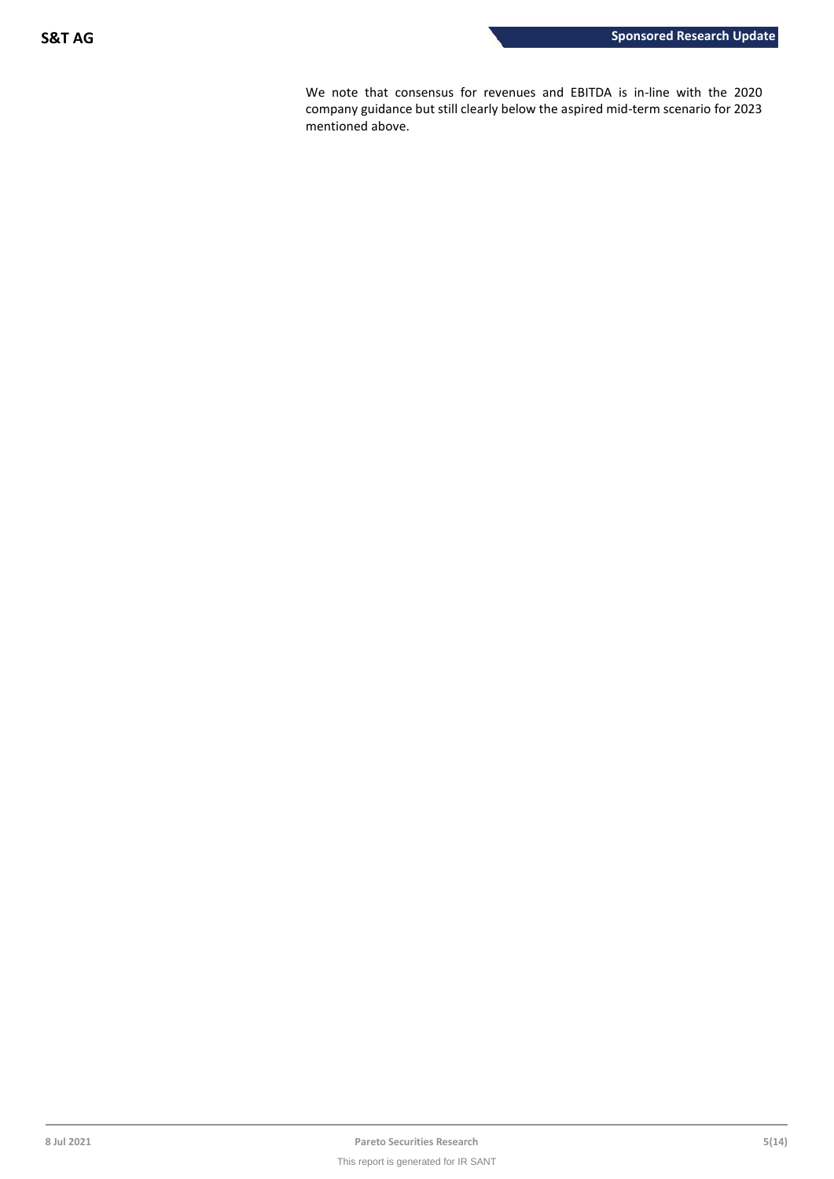We note that consensus for revenues and EBITDA is in-line with the 2020 company guidance but still clearly below the aspired mid-term scenario for 2023 mentioned above.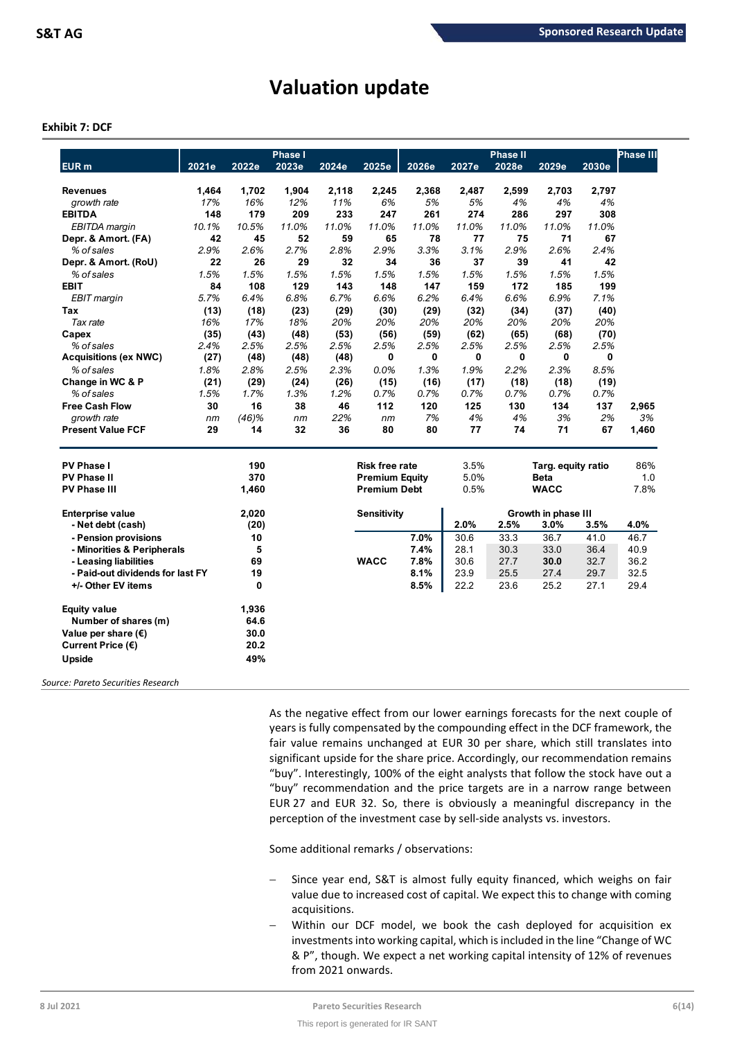# Valuation update

**Exhibit 7: DCF**

| EUR m | 2021e | 2022e | 2023e | 2024e | 2025e | 2026e | 2027e | 2028e | 2029e | 2030e | Phase III |
|---|---|---|---|---|---|---|---|---|---|---|---|
| | | | Phase I | | | | | Phase II | | | |
| **Revenues** | 1,464 | 1,702 | 1,904 | 2,118 | 2,245 | 2,368 | 2,487 | 2,599 | 2,703 | 2,797 | |
| *growth rate* | 17% | 16% | 12% | 11% | 6% | 5% | 5% | 4% | 4% | 4% | |
| **EBITDA** | 148 | 179 | 209 | 233 | 247 | 261 | 274 | 286 | 297 | 308 | |
| *EBITDA margin* | 10.1% | 10.5% | 11.0% | 11.0% | 11.0% | 11.0% | 11.0% | 11.0% | 11.0% | 11.0% | |
| **Depr. & Amort. (FA)** | 42 | 45 | 52 | 59 | 65 | 78 | 77 | 75 | 71 | 67 | |
| *% of sales* | 2.9% | 2.6% | 2.7% | 2.8% | 2.9% | 3.3% | 3.1% | 2.9% | 2.6% | 2.4% | |
| **Depr. & Amort. (RoU)** | 22 | 26 | 29 | 32 | 34 | 36 | 37 | 39 | 41 | 42 | |
| *% of sales* | 1.5% | 1.5% | 1.5% | 1.5% | 1.5% | 1.5% | 1.5% | 1.5% | 1.5% | 1.5% | |
| **EBIT** | 84 | 108 | 129 | 143 | 148 | 147 | 159 | 172 | 185 | 199 | |
| *EBIT margin* | 5.7% | 6.4% | 6.8% | 6.7% | 6.6% | 6.2% | 6.4% | 6.6% | 6.9% | 7.1% | |
| **Tax** | (13) | (18) | (23) | (29) | (30) | (29) | (32) | (34) | (37) | (40) | |
| *Tax rate* | 16% | 17% | 18% | 20% | 20% | 20% | 20% | 20% | 20% | 20% | |
| **Capex** | (35) | (43) | (48) | (53) | (56) | (59) | (62) | (65) | (68) | (70) | |
| *% of sales* | 2.4% | 2.5% | 2.5% | 2.5% | 2.5% | 2.5% | 2.5% | 2.5% | 2.5% | 2.5% | |
| **Acquisitions (ex NWC)** | (27) | (48) | (48) | (48) | 0 | 0 | 0 | 0 | 0 | 0 | |
| *% of sales* | 1.8% | 2.8% | 2.5% | 2.3% | 0.0% | 1.3% | 1.9% | 2.2% | 2.3% | 8.5% | |
| **Change in WC & P** | (21) | (29) | (24) | (26) | (15) | (16) | (17) | (18) | (18) | (19) | |
| *% of sales* | 1.5% | 1.7% | 1.3% | 1.2% | 0.7% | 0.7% | 0.7% | 0.7% | 0.7% | 0.7% | |
| **Free Cash Flow** | 30 | 16 | 38 | 46 | 112 | 120 | 125 | 130 | 134 | 137 | 2,965 |
| *growth rate* | nm | (46)% | nm | 22% | nm | 7% | 4% | 4% | 3% | 2% | 3% |
| **Present Value FCF** | 29 | 14 | 32 | 36 | 80 | 80 | 77 | 74 | 71 | 67 | 1,460 |

| | |
|---|---|
| **PV Phase I** | 190 |
| **PV Phase II** | 370 |
| **PV Phase III** | 1,460 |
| **Enterprise value** | 2,020 |
| **- Net debt (cash)** | (20) |
| **- Pension provisions** | 10 |
| **- Minorities & Peripherals** | 5 |
| **- Leasing liabilities** | 69 |
| **- Paid-out dividends for last FY** | 19 |
| **+/- Other EV items** | 0 |
| **Equity value** | 1,936 |
| **Number of shares (m)** | 64.6 |
| **Value per share (€)** | 30.0 |
| **Current Price (€)** | 20.2 |
| **Upside** | 49% |

| | | | |
|---|---|---|---|
| **Risk free rate** | 3.5% | **Targ. equity ratio** | 86% |
| **Premium Equity** | 5.0% | **Beta** | 1.0 |
| **Premium Debt** | 0.5% | **WACC** | 7.8% |

| **Sensitivity** | | Growth in phase III | | | | |
|---|---|---|---|---|---|---|
| | | 2.0% | 2.5% | 3.0% | 3.5% | 4.0% |
| | 7.0% | 30.6 | 33.3 | 36.7 | 41.0 | 46.7 |
| | 7.4% | 28.1 | 30.3 | 33.0 | 36.4 | 40.9 |
| **WACC** | 7.8% | 30.6 | 27.7 | **30.0** | 32.7 | 36.2 |
| | 8.1% | 23.9 | 25.5 | 27.4 | 29.7 | 32.5 |
| | 8.5% | 22.2 | 23.6 | 25.2 | 27.1 | 29.4 |

*Source: Pareto Securities Research*

As the negative effect from our lower earnings forecasts for the next couple of years is fully compensated by the compounding effect in the DCF framework, the fair value remains unchanged at EUR 30 per share, which still translates into significant upside for the share price. Accordingly, our recommendation remains "buy". Interestingly, 100% of the eight analysts that follow the stock have out a "buy" recommendation and the price targets are in a narrow range between EUR 27 and EUR 32. So, there is obviously a meaningful discrepancy in the perception of the investment case by sell-side analysts vs. investors.

Some additional remarks / observations:

- Since year end, S&T is almost fully equity financed, which weighs on fair value due to increased cost of capital. We expect this to change with coming acquisitions.
- Within our DCF model, we book the cash deployed for acquisition ex investments into working capital, which is included in the line "Change of WC & P", though. We expect a net working capital intensity of 12% of revenues from 2021 onwards.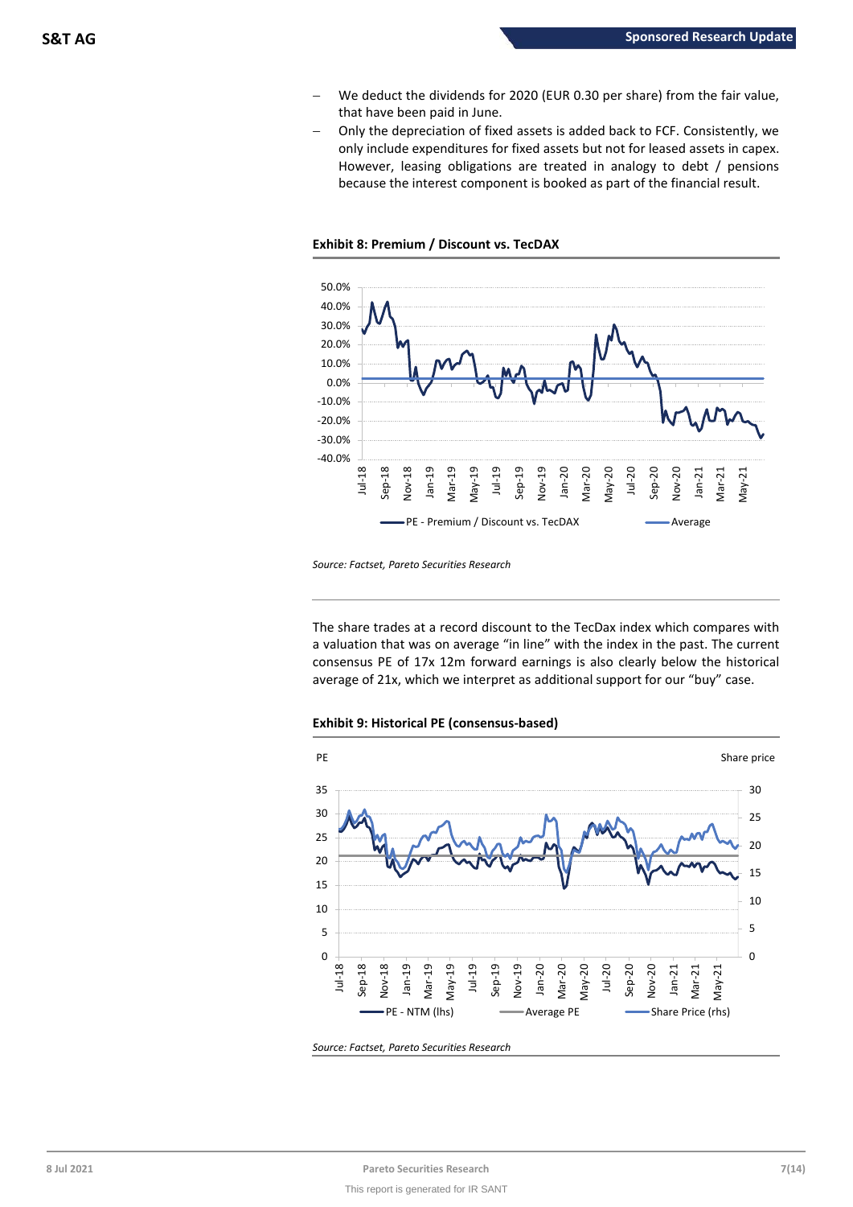- We deduct the dividends for 2020 (EUR 0.30 per share) from the fair value, that have been paid in June.
- Only the depreciation of fixed assets is added back to FCF. Consistently, we only include expenditures for fixed assets but not for leased assets in capex. However, leasing obligations are treated in analogy to debt / pensions because the interest component is booked as part of the financial result.

**Exhibit 8: Premium / Discount vs. TecDAX**

*Source: Factset, Pareto Securities Research*

The share trades at a record discount to the TecDax index which compares with a valuation that was on average "in line" with the index in the past. The current consensus PE of 17x 12m forward earnings is also clearly below the historical average of 21x, which we interpret as additional support for our "buy" case.

**Exhibit 9: Historical PE (consensus-based)**

*Source: Factset, Pareto Securities Research*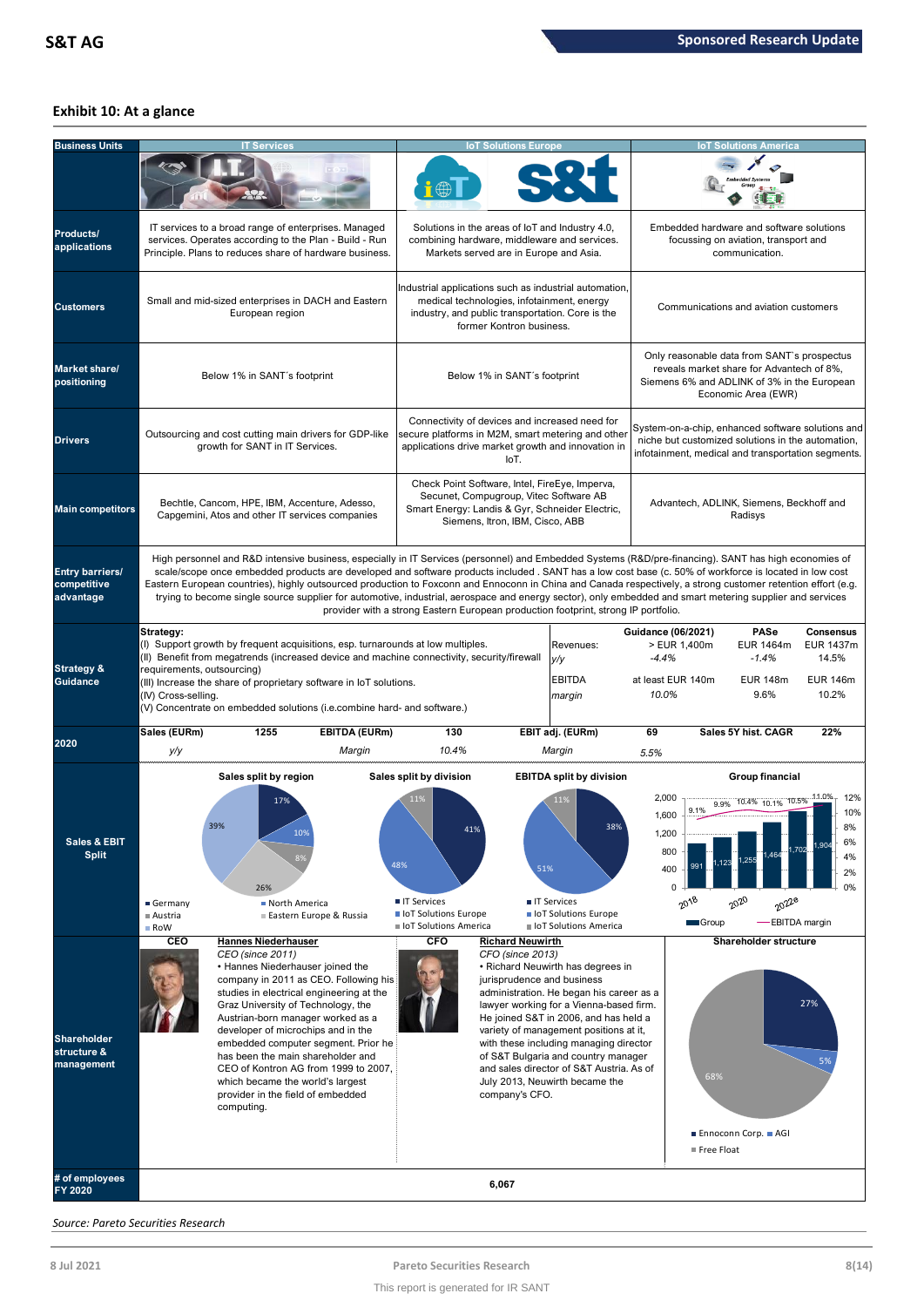### Exhibit 10: At a glance

| Business Units | IT Services | IoT Solutions Europe | IoT Solutions America |
|---|---|---|---|
| Products/ applications | IT services to a broad range of enterprises. Managed services. Operates according to the Plan - Build - Run Principle. Plans to reduces share of hardware business. | Solutions in the areas of IoT and Industry 4.0, combining hardware, middleware and services. Markets served are in Europe and Asia. | Embedded hardware and software solutions focussing on aviation, transport and communication. |
| Customers | Small and mid-sized enterprises in DACH and Eastern European region | Industrial applications such as industrial automation, medical technologies, infotainment, energy industry, and public transportation. Core is the former Kontron business. | Communications and aviation customers |
| Market share/ positioning | Below 1% in SANT´s footprint | Below 1% in SANT´s footprint | Only reasonable data from SANT´s prospectus reveals market share for Advantech of 8%, Siemens 6% and ADLINK of 3% in the European Economic Area (EWR) |
| Drivers | Outsourcing and cost cutting main drivers for GDP-like growth for SANT in IT Services. | Connectivity of devices and increased need for secure platforms in M2M, smart metering and other applications drive market growth and innovation in IoT. | System-on-a-chip, enhanced software solutions and niche but customized solutions in the automation, infotainment, medical and transportation segments. |
| Main competitors | Bechtle, Cancom, HPE, IBM, Accenture, Adesso, Capgemini, Atos and other IT services companies | Check Point Software, Intel, FireEye, Imperva, Secunet, Compugroup, Vitec Software AB Smart Energy: Landis & Gyr, Schneider Electric, Siemens, Itron, IBM, Cisco, ABB | Advantech, ADLINK, Siemens, Beckhoff and Radisys |

**Entry barriers/ competitive advantage:** High personnel and R&D intensive business, especially in IT Services (personnel) and Embedded Systems (R&D/pre-financing). SANT has high economies of scale/scope once embedded products are developed and software products included . SANT has a low cost base (c. 50% of workforce is located in low cost Eastern European countries), highly outsourced production to Foxconn and Ennoconn in China and Canada respectively, a strong customer retention effort (e.g. trying to become single source supplier for automotive, industrial, aerospace and energy sector), only embedded and smart metering supplier and services provider with a strong Eastern European production footprint, strong IP portfolio.

**Strategy & Guidance**

**Strategy:**
(I) Support growth by frequent acquisitions, esp. turnarounds at low multiples.
(II) Benefit from megatrends (increased device and machine connectivity, security/firewall requirements, outsourcing)
(III) Increase the share of proprietary software in IoT solutions.
(IV) Cross-selling.
(V) Concentrate on embedded solutions (i.e.combine hard- and software.)

| | Guidance (06/2021) | PASe | Consensus |
|---|---|---|---|
| Revenues: | > EUR 1,400m | EUR 1464m | EUR 1437m |
| *y/y* | *-4.4%* | *-1.4%* | 14.5% |
| EBITDA | at least EUR 140m | EUR 148m | EUR 146m |
| *margin* | *10.0%* | 9.6% | 10.2% |

**2020**

| Sales (EURm) | 1255 | EBITDA (EURm) | 130 | EBIT adj. (EURm) | 69 | Sales 5Y hist. CAGR | 22% |
|---|---|---|---|---|---|---|---|
| *y/y* | | *Margin* | *10.4%* | *Margin* | *5.5%* | | |

**Sales & EBIT Split**

Sales split by region: Germany 17%, North America 10%, Austria 8%, Eastern Europe & Russia 26%, RoW 39%

Sales split by division: IT Services 41%, IoT Solutions Europe 48%, IoT Solutions America 11%

EBITDA split by division: IT Services 38%, IoT Solutions Europe 51%, IoT Solutions America 11%

Group financial:

| | 2018 | | 2020 | | 2022e | |
|---|---|---|---|---|---|---|
| Group (EURm) | 991 | 1,123 | 1,255 | 1,464 | 1,702 | 1,904 |
| EBITDA margin | 9.1% | 9.9% | 10.4% | 10.1% | 10.5% | 11.0% |

**Shareholder structure & management**

**CEO** — **Hannes Niederhauser**
*CEO (since 2011)*
• Hannes Niederhauser joined the company in 2011 as CEO. Following his studies in electrical engineering at the Graz University of Technology, the Austrian-born manager worked as a developer of microchips and in the embedded computer segment. Prior he has been the main shareholder and CEO of Kontron AG from 1999 to 2007, which became the world's largest provider in the field of embedded computing.

**CFO** — **Richard Neuwirth**
*CFO (since 2013)*
• Richard Neuwirth has degrees in jurisprudence and business administration. He began his career as a lawyer working for a Vienna-based firm. He joined S&T in 2006, and has held a variety of management positions at it, with these including managing director of S&T Bulgaria and sales director of S&T Austria. As of July 2013, Neuwirth became the company's CFO.

Shareholder structure: Ennoconn Corp. 27%, AGI 5%, Free Float 68%

**# of employees FY 2020:** 6,067

*Source: Pareto Securities Research*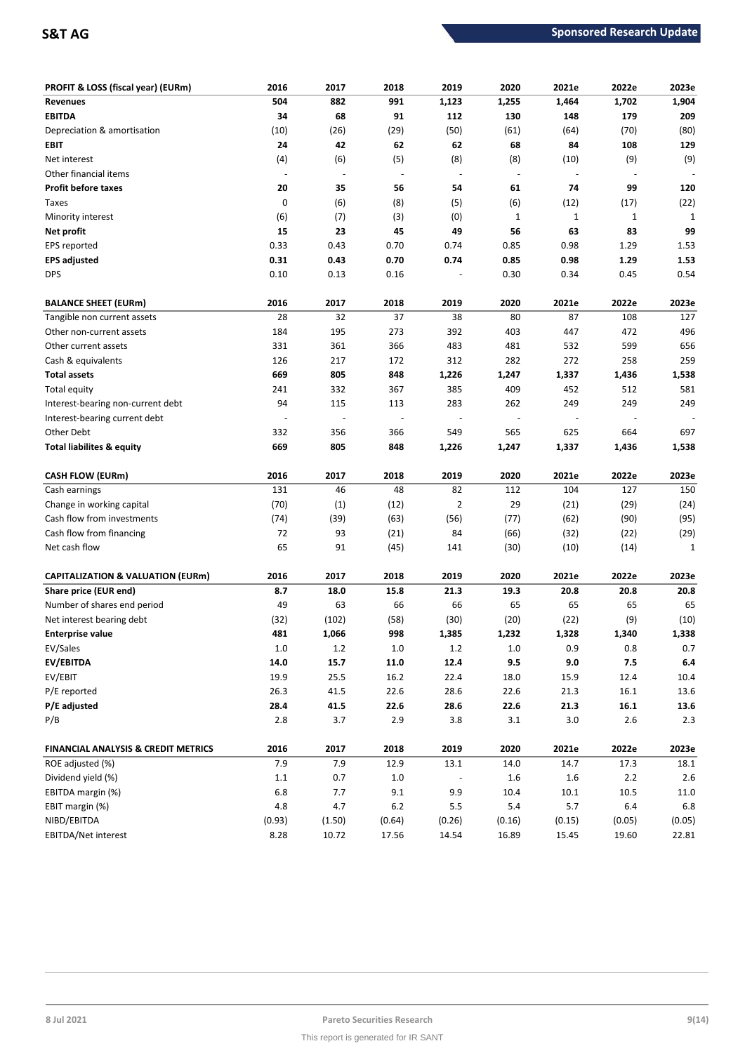| PROFIT & LOSS (fiscal year) (EURm) | 2016 | 2017 | 2018 | 2019 | 2020 | 2021e | 2022e | 2023e |
|---|---|---|---|---|---|---|---|---|
| **Revenues** | **504** | **882** | **991** | **1,123** | **1,255** | **1,464** | **1,702** | **1,904** |
| **EBITDA** | **34** | **68** | **91** | **112** | **130** | **148** | **179** | **209** |
| Depreciation & amortisation | (10) | (26) | (29) | (50) | (61) | (64) | (70) | (80) |
| **EBIT** | **24** | **42** | **62** | **62** | **68** | **84** | **108** | **129** |
| Net interest | (4) | (6) | (5) | (8) | (8) | (10) | (9) | (9) |
| Other financial items | - | - | - | - | - | - | - | - |
| **Profit before taxes** | **20** | **35** | **56** | **54** | **61** | **74** | **99** | **120** |
| Taxes | 0 | (6) | (8) | (5) | (6) | (12) | (17) | (22) |
| Minority interest | (6) | (7) | (3) | (0) | 1 | 1 | 1 | 1 |
| **Net profit** | **15** | **23** | **45** | **49** | **56** | **63** | **83** | **99** |
| EPS reported | 0.33 | 0.43 | 0.70 | 0.74 | 0.85 | 0.98 | 1.29 | 1.53 |
| **EPS adjusted** | **0.31** | **0.43** | **0.70** | **0.74** | **0.85** | **0.98** | **1.29** | **1.53** |
| DPS | 0.10 | 0.13 | 0.16 | - | 0.30 | 0.34 | 0.45 | 0.54 |

| BALANCE SHEET (EURm) | 2016 | 2017 | 2018 | 2019 | 2020 | 2021e | 2022e | 2023e |
|---|---|---|---|---|---|---|---|---|
| Tangible non current assets | 28 | 32 | 37 | 38 | 80 | 87 | 108 | 127 |
| Other non-current assets | 184 | 195 | 273 | 392 | 403 | 447 | 472 | 496 |
| Other current assets | 331 | 361 | 366 | 483 | 481 | 532 | 599 | 656 |
| Cash & equivalents | 126 | 217 | 172 | 312 | 282 | 272 | 258 | 259 |
| **Total assets** | **669** | **805** | **848** | **1,226** | **1,247** | **1,337** | **1,436** | **1,538** |
| Total equity | 241 | 332 | 367 | 385 | 409 | 452 | 512 | 581 |
| Interest-bearing non-current debt | 94 | 115 | 113 | 283 | 262 | 249 | 249 | 249 |
| Interest-bearing current debt | - | - | - | - | - | - | - | - |
| Other Debt | 332 | 356 | 366 | 549 | 565 | 625 | 664 | 697 |
| **Total liabilites & equity** | **669** | **805** | **848** | **1,226** | **1,247** | **1,337** | **1,436** | **1,538** |

| CASH FLOW (EURm) | 2016 | 2017 | 2018 | 2019 | 2020 | 2021e | 2022e | 2023e |
|---|---|---|---|---|---|---|---|---|
| Cash earnings | 131 | 46 | 48 | 82 | 112 | 104 | 127 | 150 |
| Change in working capital | (70) | (1) | (12) | 2 | 29 | (21) | (29) | (24) |
| Cash flow from investments | (74) | (39) | (63) | (56) | (77) | (62) | (90) | (95) |
| Cash flow from financing | 72 | 93 | (21) | 84 | (66) | (32) | (22) | (29) |
| Net cash flow | 65 | 91 | (45) | 141 | (30) | (10) | (14) | 1 |

| CAPITALIZATION & VALUATION (EURm) | 2016 | 2017 | 2018 | 2019 | 2020 | 2021e | 2022e | 2023e |
|---|---|---|---|---|---|---|---|---|
| **Share price (EUR end)** | **8.7** | **18.0** | **15.8** | **21.3** | **19.3** | **20.8** | **20.8** | **20.8** |
| Number of shares end period | 49 | 63 | 66 | 66 | 65 | 65 | 65 | 65 |
| Net interest bearing debt | (32) | (102) | (58) | (30) | (20) | (22) | (9) | (10) |
| **Enterprise value** | **481** | **1,066** | **998** | **1,385** | **1,232** | **1,328** | **1,340** | **1,338** |
| EV/Sales | 1.0 | 1.2 | 1.0 | 1.2 | 1.0 | 0.9 | 0.8 | 0.7 |
| **EV/EBITDA** | **14.0** | **15.7** | **11.0** | **12.4** | **9.5** | **9.0** | **7.5** | **6.4** |
| EV/EBIT | 19.9 | 25.5 | 16.2 | 22.4 | 18.0 | 15.9 | 12.4 | 10.4 |
| P/E reported | 26.3 | 41.5 | 22.6 | 28.6 | 22.6 | 21.3 | 16.1 | 13.6 |
| **P/E adjusted** | **28.4** | **41.5** | **22.6** | **28.6** | **22.6** | **21.3** | **16.1** | **13.6** |
| P/B | 2.8 | 3.7 | 2.9 | 3.8 | 3.1 | 3.0 | 2.6 | 2.3 |

| FINANCIAL ANALYSIS & CREDIT METRICS | 2016 | 2017 | 2018 | 2019 | 2020 | 2021e | 2022e | 2023e |
|---|---|---|---|---|---|---|---|---|
| ROE adjusted (%) | 7.9 | 7.9 | 12.9 | 13.1 | 14.0 | 14.7 | 17.3 | 18.1 |
| Dividend yield (%) | 1.1 | 0.7 | 1.0 | - | 1.6 | 1.6 | 2.2 | 2.6 |
| EBITDA margin (%) | 6.8 | 7.7 | 9.1 | 9.9 | 10.4 | 10.1 | 10.5 | 11.0 |
| EBIT margin (%) | 4.8 | 4.7 | 6.2 | 5.5 | 5.4 | 5.7 | 6.4 | 6.8 |
| NIBD/EBITDA | (0.93) | (1.50) | (0.64) | (0.26) | (0.16) | (0.15) | (0.05) | (0.05) |
| EBITDA/Net interest | 8.28 | 10.72 | 17.56 | 14.54 | 16.89 | 15.45 | 19.60 | 22.81 |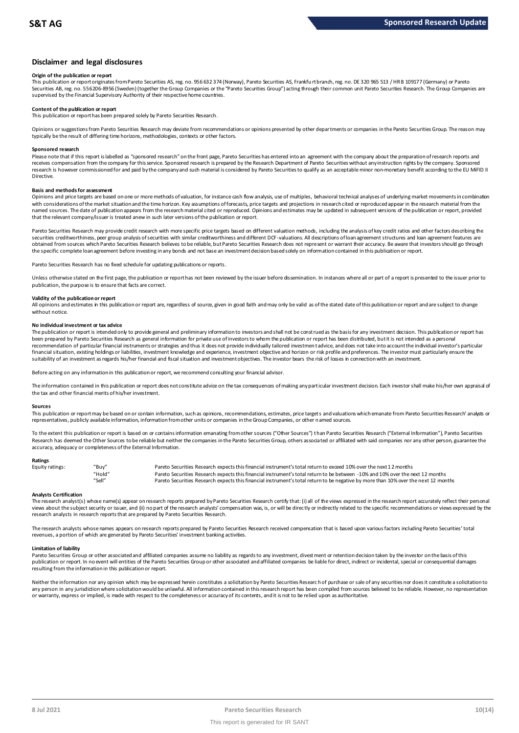## Disclaimer and legal disclosures

### Origin of the publication or report

This publication or report originates from Pareto Securities AS, reg. no. 956 632 374 (Norway), Pareto Securities AS, Frankfurt branch, reg. no. DE 320 965 513 / HR B 109177 (Germany) or Pareto Securities AB, reg. no. 556206-8956 (Sweden) (together the Group Companies or the "Pareto Securities Group") acting through their common unit Pareto Securities Research. The Group Companies are supervised by the Financial Supervisory Authority of their respective home countries.

### Content of the publication or report

This publication or report has been prepared solely by Pareto Securities Research.

Opinions or suggestions from Pareto Securities Research may deviate from recommendations or opinions presented by other departments or companies in the Pareto Securities Group. The reason may typically be the result of differing time horizons, methodologies, contexts or other factors.

### Sponsored research

Please note that if this report is labelled as "sponsored research" on the front page, Pareto Securities has entered into an agreement with the company about the preparation of research reports and receives compensation from the company for this service. Sponsored research is prepared by the Research Department of Pareto Securities without any instruction rights by the company. Sponsored research is however commissioned for and paid by the company and such material is considered by Pareto Securities to qualify as an acceptable minor non-monetary benefit according to the EU MiFID II Directive.

### Basis and methods for assessment

Opinions and price targets are based on one or more methods of valuation, for instance cash flow analysis, use of multiples, behavioral technical analyses of underlying market movements in combination with considerations of the market situation and the time horizon. Key assumptions of forecasts, price targets and projections in research cited or reproduced appear in the research material from the named sources. The date of publication appears from the research material cited or reproduced. Opinions and estimates may be updated in subsequent versions of the publication or report, provided that the relevant company/issuer is treated anew in such later versions of the publication or report.

Pareto Securities Research may provide credit research with more specific price targets based on different valuation methods, including the analysis of key credit ratios and other factors describing the securities creditworthiness, peer group analysis of securities with similar creditworthiness and different DCF-valuations. All descriptions of loan agreement structures and loan agreement features are obtained from sources which Pareto Securities Research believes to be reliable, but Pareto Securities Research does not represent or warrant their accuracy. Be aware that investors should go through the specific complete loan agreement before investing in any bonds and not base an investment decision based solely on information contained in this publication or report.

Pareto Securities Research has no fixed schedule for updating publications or reports.

Unless otherwise stated on the first page, the publication or report has not been reviewed by the issuer before dissemination. In instances where all or part of a report is presented to the issuer prior to publication, the purpose is to ensure that facts are correct.

### Validity of the publication or report

All opinions and estimates in this publication or report are, regardless of source, given in good faith and may only be valid as of the stated date of this publication or report and are subject to change without notice.

### No individual investment or tax advice

The publication or report is intended only to provide general and preliminary information to investors and shall not be construed as the basis for any investment decision. This publication or report has been prepared by Pareto Securities Research as general information for private use of investors to whom the publication or report has been distributed, but it is not intended as a personal recommendation of particular financial instruments or strategies and thus it does not provide individually tailored investment advice, and does not take into account the individual investor's particular financial situation, existing holdings or liabilities, investment knowledge and experience, investment objective and horizon or risk profile and preferences. The investor must particularly ensure the suitability of an investment as regards his/her financial and fiscal situation and investment objectives. The investor bears the risk of losses in connection with an investment.

Before acting on any information in this publication or report, we recommend consulting your financial advisor.

The information contained in this publication or report does not constitute advice on the tax consequences of making any particular investment decision. Each investor shall make his/her own appraisal of the tax and other financial merits of his/her investment.

### Sources

This publication or report may be based on or contain information, such as opinions, recommendations, estimates, price targets and valuations which emanate from Pareto Securities Research' analysts or representatives, publicly available information, information from other units or companies in the Group Companies, or other named sources.

To the extent this publication or report is based on or contains information emanating from other sources ("Other Sources") than Pareto Securities Research ("External Information"), Pareto Securities Research has deemed the Other Sources to be reliable but neither the companies in the Pareto Securities Group, others associated or affiliated with said companies nor any other person, guarantee the accuracy, adequacy or completeness of the External Information.

### Ratings

| Equity ratings: | "Buy" | Pareto Securities Research expects this financial instrument's total return to exceed 10% over the next 12 months |
|---|---|---|
| | "Hold" | Pareto Securities Research expects this financial instrument's total return to be between -10% and 10% over the next 12 months |
| | "Sell" | Pareto Securities Research expects this financial instrument's total return to be negative by more than 10% over the next 12 months |

### Analysts Certification

The research analyst(s) whose name(s) appear on research reports prepared by Pareto Securities Research certify that: (i) all of the views expressed in the research report accurately reflect their personal views about the subject security or issuer, and (ii) no part of the research analysts' compensation was, is, or will be directly or indirectly related to the specific recommendations or views expressed by the research analysts in research reports that are prepared by Pareto Securities Research.

The research analysts whose names appears on research reports prepared by Pareto Securities Research received compensation that is based upon various factors including Pareto Securities' total revenues, a portion of which are generated by Pareto Securities' investment banking activities.

### Limitation of liability

Pareto Securities Group or other associated and affiliated companies assume no liability as regards to any investment, divestment or retention decision taken by the investor on the basis of this publication or report. In no event will entities of the Pareto Securities Group or other associated and affiliated companies be liable for direct, indirect or incidental, special or consequential damages resulting from the information in this publication or report.

Neither the information nor any opinion which may be expressed herein constitutes a solicitation by Pareto Securities Research of purchase or sale of any securities nor does it constitute a solicitation to any person in any jurisdiction where solicitation would be unlawful. All information contained in this research report has been compiled from sources believed to be reliable. However, no representation or warranty, express or implied, is made with respect to the completeness or accuracy of its contents, and it is not to be relied upon as authoritative.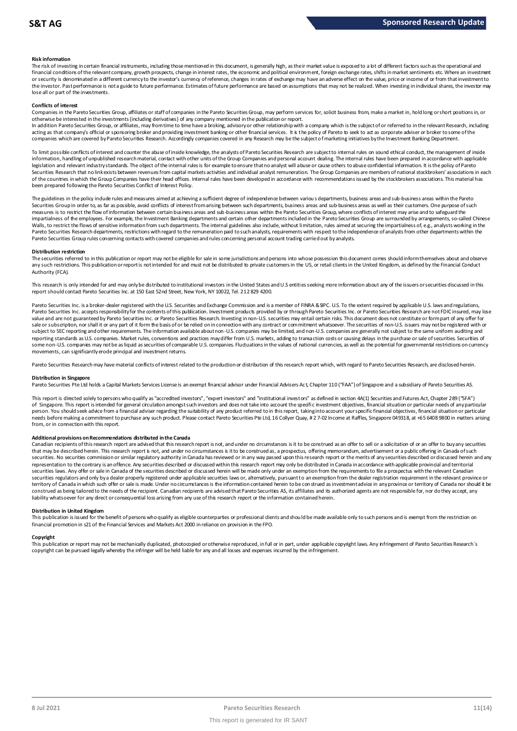#### Risk information

The risk of investing in certain financial instruments, including those mentioned in this document, is generally high, as their market value is exposed to a lot of different factors such as the operational and financial conditions of the relevant company, growth prospects, change in interest rates, the economic and political environment, foreign exchange rates, shifts in market sentiments etc. Where an investment or security is denominated in a different currency to the investor's currency of reference, changes in rates of exchange may have an adverse effect on the value, price or income of or from that investment to the investor. Past performance is not a guide to future performance. Estimates of future performance are based on assumptions that may not be realized. When investing in individual shares, the investor may lose all or part of the investments.

#### Conflicts of interest

Companies in the Pareto Securities Group, affiliates or staff of companies in the Pareto Securities Group, may perform services for, solicit business from, make a market in, hold long or short positions in, or otherwise be interested in the investments (including derivatives) of any company mentioned in the publication or report.

In addition Pareto Securities Group, or affiliates, may from time to time have a broking, advisory or other relationship with a company which is the subject of or referred to in the relevant Research, including acting as that company's official or sponsoring broker and providing investment banking or other financial services. It is the policy of Pareto to seek to act as corporate adviser or broker to some of the companies which are covered by Pareto Securities Research. Accordingly companies covered in any Research may be the subject of marketing initiatives by the Investment Banking Department.

To limit possible conflicts of interest and counter the abuse of inside knowledge, the analysts of Pareto Securities Research are subject to internal rules on sound ethical conduct, the management of inside information, handling of unpublished research material, contact with other units of the Group Companies and personal account dealing. The internal rules have been prepared in accordance with applicable legislation and relevant industry standards. The object of the internal rules is for example to ensure that no analyst will abuse or cause others to abuse confidential information. It is the policy of Pareto Securities Research that no link exists between revenues from capital markets activities and individual analyst remuneration. The Group Companies are members of national stockbrokers' associations in each of the countries in which the Group Companies have their head offices. Internal rules have been developed in accordance with recommendations issued by the stockbrokers associations. This material has been prepared following the Pareto Securities Conflict of Interest Policy.

The guidelines in the policy include rules and measures aimed at achieving a sufficient degree of independence between various departments, business areas and sub-business areas within the Pareto Securities Group in order to, as far as possible, avoid conflicts of interest from arising between such departments, business areas and sub-business areas as well as their customers. One purpose of such measures is to restrict the flow of information between certain business areas and sub-business areas within the Pareto Securities Group, where conflicts of interest may arise and to safeguard the impartialness of the employees. For example, the Investment Banking departments and certain other departments included in the Pareto Securities Group are surrounded by arrangements, so-called Chinese Walls, to restrict the flows of sensitive information from such departments. The internal guidelines also include, without limitation, rules aimed at securing the impartialness of, e.g., analysts working in the Pareto Securities Research departments, restrictions with regard to the remuneration paid to such analysts, requirements with respect to the independence of analysts from other departments within the Pareto Securities Group rules concerning contacts with covered companies and rules concerning personal account trading carried out by analysts.

#### Distribution restriction

The securities referred to in this publication or report may not be eligible for sale in some jurisdictions and persons into whose possession this document comes should inform themselves about and observe any such restrictions. This publication or report is not intended for and must not be distributed to private customers in the US, or retail clients in the United Kingdom, as defined by the Financial Conduct Authority (FCA).

This research is only intended for and may only be distributed to institutional investors in the United States and U.S entities seeking more information about any of the issuers or securities discussed in this report should contact Pareto Securities Inc. at 150 East 52nd Street, New York, NY 10022, Tel. 212 829 4200.

Pareto Securities Inc. is a broker-dealer registered with the U.S. Securities and Exchange Commission and is a member of FINRA & SIPC. U.S. To the extent required by applicable U.S. laws and regulations, Pareto Securities Inc. accepts responsibility for the contents of this publication. Investment products provided by or through Pareto Securities Inc. or Pareto Securities Research are not FDIC insured, may lose value and are not guaranteed by Pareto Securities Inc. or Pareto Securities Research. Investing in non-U.S. securities may entail certain risks. This document does not constitute or form part of any offer for sale or subscription, nor shall it or any part of it form the basis of or be relied on in connection with any contract or commitment whatsoever. The securities of non-U.S. issuers may not be registered with or subject to SEC reporting and other requirements. The information available about non-U.S. companies may be limited, and non-U.S. companies are generally not subject to the same uniform auditing and reporting standards as U.S. companies. Market rules, conventions and practices may differ from U.S. markets, adding to transaction costs or causing delays in the purchase or sale of securities. Securities of some non-U.S. companies may not be as liquid as securities of comparable U.S. companies. Fluctuations in the values of national currencies, as well as the potential for governmental restrictions on currency movements, can significantly erode principal and investment returns.

Pareto Securities Research may have material conflicts of interest related to the production or distribution of this research report which, with regard to Pareto Securities Research, are disclosed herein.

#### Distribution in Singapore

Pareto Securities Pte Ltd holds a Capital Markets Services License is an exempt financial advisor under Financial Advisers Act, Chapter 110 ("FAA") of Singapore and a subsidiary of Pareto Securities AS.

This report is directed solely to persons who qualify as "accredited investors", "expert investors" and "institutional investors" as defined in section 4A(1) Securities and Futures Act, Chapter 289 ("SFA") of Singapore. This report is intended for general circulation amongst such investors and does not take into account the specific investment objectives, financial situation or particular needs of any particular person. You should seek advice from a financial adviser regarding the suitability of any product referred to in this report, taking into account your specific financial objectives, financial situation or particular needs before making a commitment to purchase any such product. Please contact Pareto Securities Pte Ltd, 16 Collyer Quay, # 27-02 Income at Raffles, Singapore 049318, at +65 6408 9800 in matters arising from, or in connection with this report.

#### Additional provisions on Recommendations distributed in the Canada

Canadian recipients of this research report are advised that this research report is not, and under no circumstances is it to be construed as an offer to sell or a solicitation of or an offer to buy any securities that may be described herein. This research report is not, and under no circumstances is it to be construed as, a prospectus, offering memorandum, advertisement or a public offering in Canada of such securities. No securities commission or similar regulatory authority in Canada has reviewed or in any way passed upon this research report or the merits of any securities described or discussed herein and any representation to the contrary is an offence. Any securities described or discussed within this research report may only be distributed in Canada in accordance with applicable provincial and territorial securities laws. Any offer or sale in Canada of the securities described or discussed herein will be made only under an exemption from the requirements to file a prospectus with the relevant Canadian securities regulators and only by a dealer properly registered under applicable securities laws or, alternatively, pursuant to an exemption from the dealer registration requirement in the relevant province or territory of Canada in which such offer or sale is made. Under no circumstances is the information contained herein to be construed as investment advice in any province or territory of Canada nor should it be construed as being tailored to the needs of the recipient. Canadian recipients are advised that Pareto Securities AS, its affiliates and its authorized agents are not responsible for, nor do they accept, any liability whatsoever for any direct or consequential loss arising from any use of this research report or the information contained herein.

#### Distribution in United Kingdom

This publication is issued for the benefit of persons who qualify as eligible counterparties or professional clients and should be made available only to such persons and is exempt from the restriction on financial promotion in s21 of the Financial Services and Markets Act 2000 in reliance on provision in the FPO.

#### Copyright

This publication or report may not be mechanically duplicated, photocopied or otherwise reproduced, in full or in part, under applicable copyright laws. Any infringement of Pareto Securities Research´s copyright can be pursued legally whereby the infringer will be held liable for any and all losses and expenses incurred by the infringement.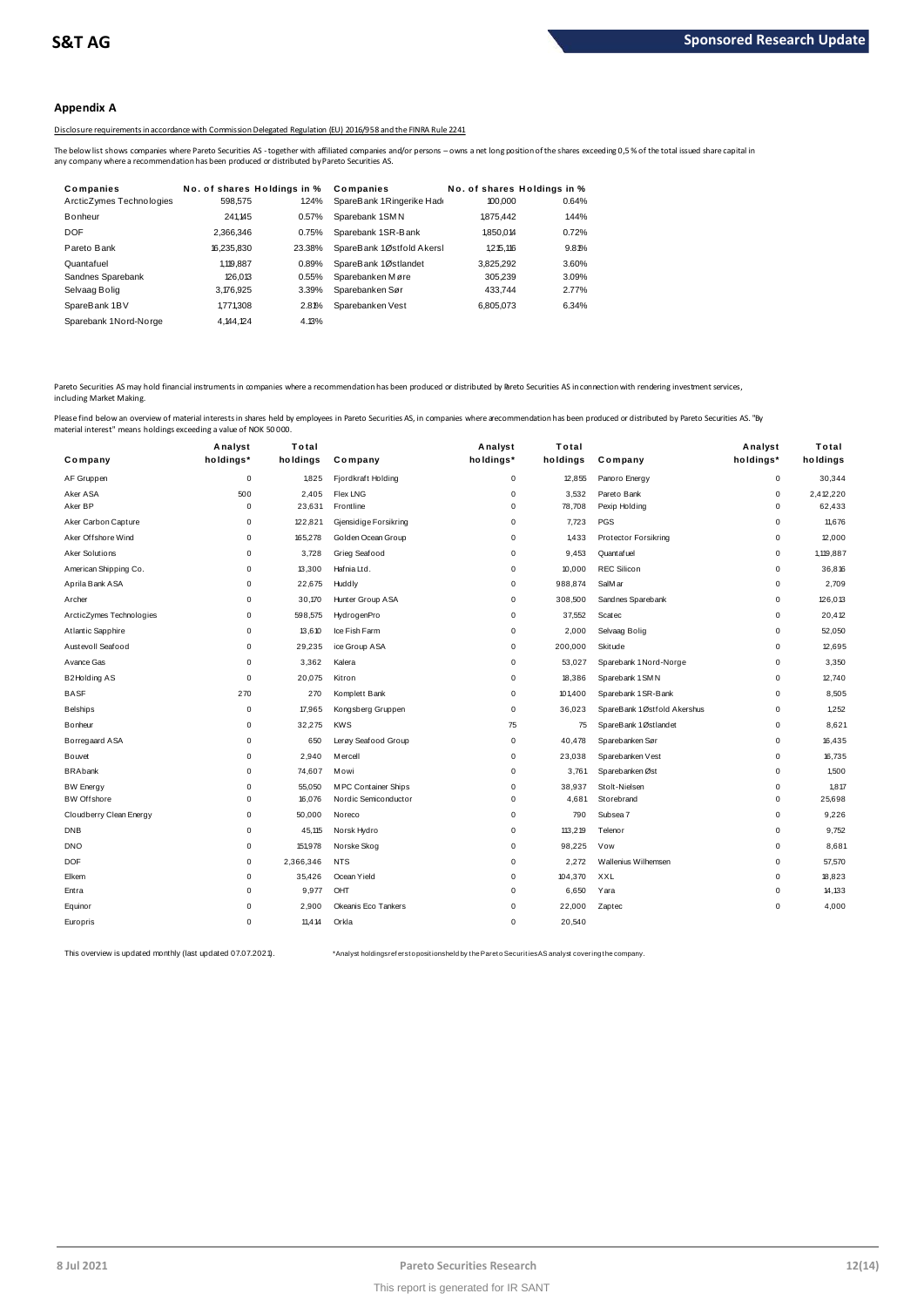## Appendix A

Disclosure requirements in accordance with Commission Delegated Regulation (EU) 2016/958 and the FINRA Rule 2241

The below list shows companies where Pareto Securities AS - together with affiliated companies and/or persons – owns a net long position of the shares exceeding 0,5 % of the total issued share capital in any company where a recommendation has been produced or distributed by Pareto Securities AS.

| Companies | No. of shares | Holdings in % | Companies | No. of shares | Holdings in % |
|---|---|---|---|---|---|
| ArcticZymes Technologies | 598,575 | 1.24% | SpareBank 1 Ringerike Hadeland | 100,000 | 0.64% |
| Bonheur | 241,145 | 0.57% | Sparebank 1 SMN | 1,875,442 | 1.44% |
| DOF | 2,366,346 | 0.75% | Sparebank 1 SR-Bank | 1,850,014 | 0.72% |
| Pareto Bank | 16,235,830 | 23.38% | SpareBank 1 Østfold Akershus | 1,215,116 | 9.81% |
| Quantafuel | 1,119,887 | 0.89% | SpareBank 1 Østlandet | 3,825,292 | 3.60% |
| Sandnes Sparebank | 126,013 | 0.55% | Sparebanken Møre | 305,239 | 3.09% |
| Selvaag Bolig | 3,176,925 | 3.39% | Sparebanken Sør | 433,744 | 2.77% |
| SpareBank 1 BV | 1,771,308 | 2.81% | Sparebanken Vest | 6,805,073 | 6.34% |
| Sparebank 1 Nord-Norge | 4,144,124 | 4.13% | | | |

Pareto Securities AS may hold financial instruments in companies where a recommendation has been produced or distributed by Pareto Securities AS in connection with rendering investment services, including Market Making.

Please find below an overview of material interests in shares held by employees in Pareto Securities AS, in companies where a recommendation has been produced or distributed by Pareto Securities AS. "By material interest" means holdings exceeding a value of NOK 50 000.

| Company | Analyst holdings* | Total holdings | Company | Analyst holdings* | Total holdings | Company | Analyst holdings* | Total holdings |
|---|---|---|---|---|---|---|---|---|
| AF Gruppen | 0 | 1,825 | Fjordkraft Holding | 0 | 12,855 | Panoro Energy | 0 | 30,344 |
| Aker ASA | 500 | 2,405 | Flex LNG | 0 | 3,532 | Pareto Bank | 0 | 2,412,220 |
| Aker BP | 0 | 23,631 | Frontline | 0 | 78,708 | Pexip Holding | 0 | 62,433 |
| Aker Carbon Capture | 0 | 122,821 | Gjensidige Forsikring | 0 | 7,723 | PGS | 0 | 11,676 |
| Aker Offshore Wind | 0 | 165,278 | Golden Ocean Group | 0 | 1,433 | Protector Forsikring | 0 | 12,000 |
| Aker Solutions | 0 | 3,728 | Grieg Seafood | 0 | 9,453 | Quantafuel | 0 | 1,119,887 |
| American Shipping Co. | 0 | 13,300 | Hafnia Ltd. | 0 | 10,000 | REC Silicon | 0 | 36,816 |
| Aprila Bank ASA | 0 | 22,675 | Huddly | 0 | 988,874 | SalMar | 0 | 2,709 |
| Archer | 0 | 30,170 | Hunter Group ASA | 0 | 308,500 | Sandnes Sparebank | 0 | 126,013 |
| ArcticZymes Technologies | 0 | 598,575 | HydrogenPro | 0 | 37,552 | Scatec | 0 | 20,412 |
| Atlantic Sapphire | 0 | 13,610 | Ice Fish Farm | 0 | 2,000 | Selvaag Bolig | 0 | 52,050 |
| Austevoll Seafood | 0 | 29,235 | ice Group ASA | 0 | 200,000 | Skitude | 0 | 12,695 |
| Avance Gas | 0 | 3,362 | Kalera | 0 | 53,027 | Sparebank 1 Nord-Norge | 0 | 3,350 |
| B2Holding AS | 0 | 20,075 | Kitron | 0 | 18,386 | Sparebank 1 SMN | 0 | 12,740 |
| BASF | 270 | 270 | Komplett Bank | 0 | 101,400 | Sparebank 1 SR-Bank | 0 | 8,505 |
| Belships | 0 | 17,965 | Kongsberg Gruppen | 0 | 36,023 | SpareBank 1 Østfold Akershus | 0 | 1,252 |
| Bonheur | 0 | 32,275 | KWS | 75 | 75 | SpareBank 1 Østlandet | 0 | 8,621 |
| Borregaard ASA | 0 | 650 | Lerøy Seafood Group | 0 | 40,478 | Sparebanken Sør | 0 | 16,435 |
| Bouvet | 0 | 2,940 | Mercell | 0 | 23,038 | Sparebanken Vest | 0 | 16,735 |
| BRAbank | 0 | 74,607 | Mowi | 0 | 3,761 | Sparebanken Øst | 0 | 1,500 |
| BW Energy | 0 | 55,050 | MPC Container Ships | 0 | 38,937 | Stolt-Nielsen | 0 | 1,817 |
| BW Offshore | 0 | 16,076 | Nordic Semiconductor | 0 | 4,681 | Storebrand | 0 | 25,698 |
| Cloudberry Clean Energy | 0 | 50,000 | Noreco | 0 | 790 | Subsea 7 | 0 | 9,226 |
| DNB | 0 | 45,115 | Norsk Hydro | 0 | 113,219 | Telenor | 0 | 9,752 |
| DNO | 0 | 151,978 | Norske Skog | 0 | 98,225 | Vow | 0 | 8,681 |
| DOF | 0 | 2,366,346 | NTS | 0 | 2,272 | Wallenius Wilhemsen | 0 | 57,570 |
| Elkem | 0 | 35,426 | Ocean Yield | 0 | 104,370 | XXL | 0 | 18,823 |
| Entra | 0 | 9,977 | OHT | 0 | 6,650 | Yara | 0 | 14,133 |
| Equinor | 0 | 2,900 | Okeanis Eco Tankers | 0 | 22,000 | Zaptec | 0 | 4,000 |
| Europris | 0 | 11,414 | Orkla | 0 | 20,540 | | | |

This overview is updated monthly (last updated 07.07.2021).

*Analyst holdings refers to positions held by the Pareto Securities AS analyst covering the company.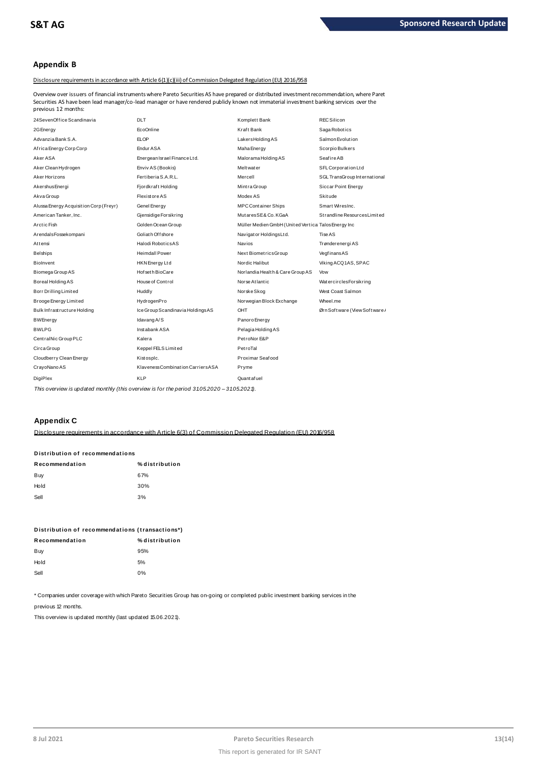## Appendix B

Disclosure requirements in accordance with Article 6(1)(c)(iii) of Commission Delegated Regulation (EU) 2016/958

Overview over issuers of financial instruments where Pareto Securities AS have prepared or distributed investment recommendation, where Paret Securities AS have been lead manager/co-lead manager or have rendered publicly known not immaterial investment banking services over the previous 12 months:

| | | | |
|---|---|---|---|
| 24SevenOffice Scandinavia | DLT | Komplett Bank | REC Silicon |
| 2G Energy | EcoOnline | Kraft Bank | Saga Robotics |
| Advanzia Bank S.A. | ELOP | Lakers Holding AS | Salmon Evolution |
| Africa Energy Corp Corp | Endur ASA | Maha Energy | Scorpio Bulkers |
| Aker ASA | Energean Israel Finance Ltd. | Malorama Holding AS | Seafire AB |
| Aker Clean Hydrogen | Enviv AS (Bookis) | Meltwater | SFL Corporation Ltd |
| Aker Horizons | Fertiberia S.A.R.L. | Mercell | SGL TransGroup International |
| Akershus Energi | Fjordkraft Holding | Mintra Group | Siccar Point Energy |
| Akva Group | Flexistore AS | Modex AS | Skitude |
| Alussa Energy Acquisition Corp (Freyr) | Genel Energy | MPC Container Ships | Smart Wires Inc. |
| American Tanker, Inc. | Gjensidige Forsikring | Mutares SE & Co. KGaA | Strandline Resources Limited |
| Arctic Fish | Golden Ocean Group | Müller Medien GmbH (United Vertica | Talos Energy Inc |
| Arendals Fossekompani | Goliath Offshore | Navigator Holdings Ltd. | Tise AS |
| Attensi | Halodi Robotics AS | Navios | Trønderenergi AS |
| Belships | Heimdall Power | Next Biometrics Group | Vegfinans AS |
| BioInvent | HKN Energy Ltd | Nordic Halibut | Viking ACQ1 AS, SPAC |
| Biomega Group AS | Hofseth BioCare | Norlandia Health & Care Group AS | Vow |
| Boreal Holding AS | House of Control | Norse Atlantic | Watercircles Forsikring |
| Borr Drilling Limited | Huddly | Norske Skog | West Coast Salmon |
| Brooge Energy Limited | HydrogenPro | Norwegian Block Exchange | Wheel.me |
| Bulk Infrastructure Holding | Ice Group Scandinavia Holdings AS | OHT | Ørn Software (View Software / |
| BW Energy | Idavang A/S | Panoro Energy | |
| BW LPG | Instabank ASA | Pelagia Holding AS | |
| CentralNic Group PLC | Kalera | PetroNor E&P | |
| Circa Group | Keppel FELS Limited | PetroTal | |
| Cloudberry Clean Energy | Kistos plc. | Proximar Seafood | |
| CrayoNano AS | Klaveness Combination Carriers ASA | Pryme | |
| DigiPlex | KLP | Quantafuel | |

*This overview is updated monthly (this overview is for the period 31.05.2020 – 31.05.2021).*

## Appendix C

Disclosure requirements in accordance with Article 6(3) of Commission Delegated Regulation (EU) 2016/958

**Distribution of recommendations**

| Recommendation | % distribution |
|---|---|
| Buy | 67% |
| Hold | 30% |
| Sell | 3% |

**Distribution of recommendations (transactions\*)**

| Recommendation | % distribution |
|---|---|
| Buy | 95% |
| Hold | 5% |
| Sell | 0% |

\* Companies under coverage with which Pareto Securities Group has on-going or completed public investment banking services in the previous 12 months.

This overview is updated monthly (last updated 15.06.2021).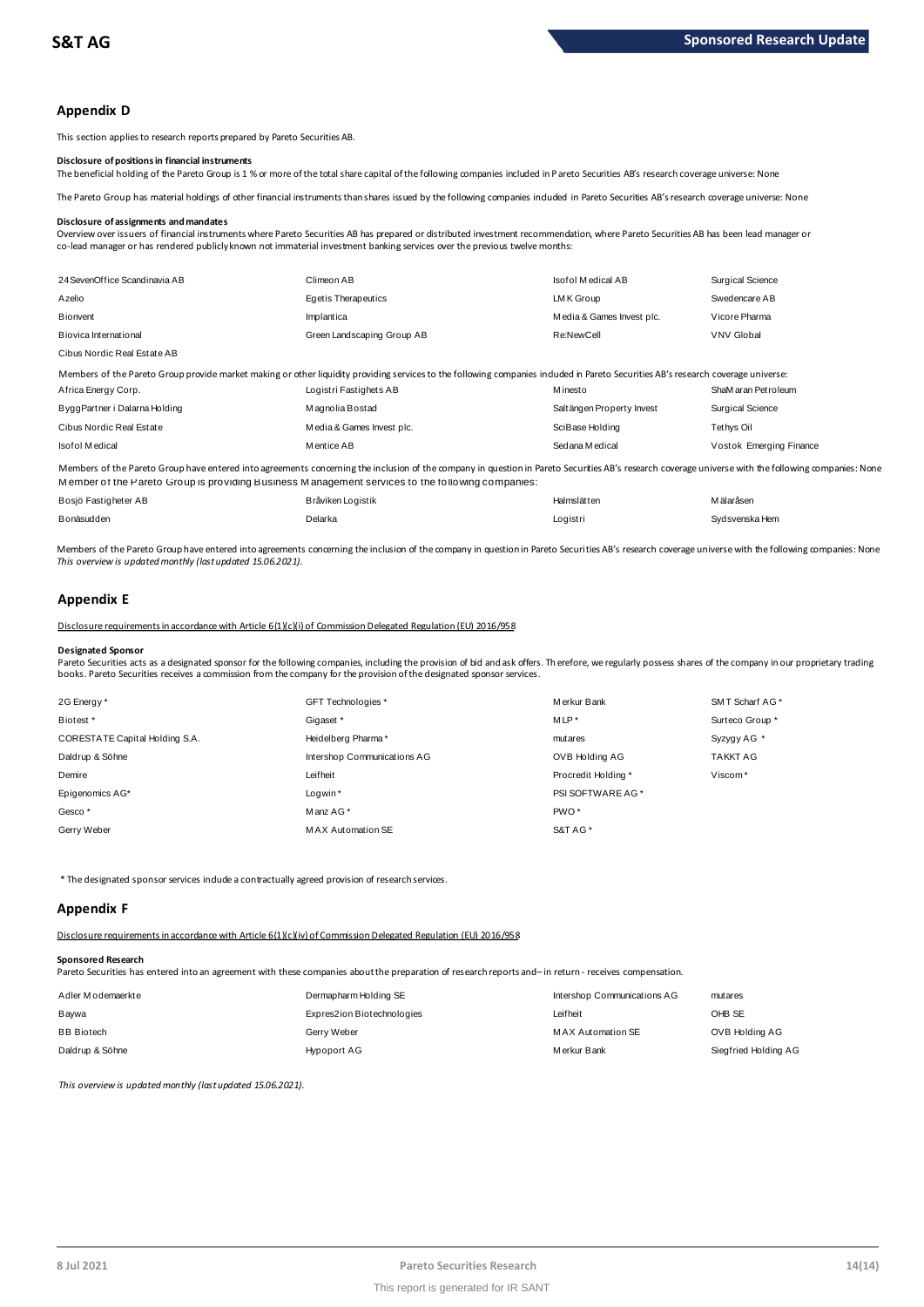## Appendix D

This section applies to research reports prepared by Pareto Securities AB.

**Disclosure of positions in financial instruments**

The beneficial holding of the Pareto Group is 1 % or more of the total share capital of the following companies included in Pareto Securities AB's research coverage universe: None

The Pareto Group has material holdings of other financial instruments than shares issued by the following companies included in Pareto Securities AB's research coverage universe: None

**Disclosure of assignments and mandates**

Overview over issuers of financial instruments where Pareto Securities AB has prepared or distributed investment recommendation, where Pareto Securities AB has been lead manager or co-lead manager or has rendered publicly known not immaterial investment banking services over the previous twelve months:

| | | | |
|---|---|---|---|
| 24SevenOffice Scandinavia AB | Climeon AB | Isofol Medical AB | Surgical Science |
| Azelio | Egetis Therapeutics | LMK Group | Swedencare AB |
| Bionvent | Implantica | Media & Games Invest plc. | Vicore Pharma |
| Biovica International | Green Landscaping Group AB | Re:NewCell | VNV Global |
| Cibus Nordic Real Estate AB | | | |

Members of the Pareto Group provide market making or other liquidity providing services to the following companies included in Pareto Securities AB's research coverage universe:

| | | | |
|---|---|---|---|
| Africa Energy Corp. | Logistri Fastighets AB | Minesto | ShaMaran Petroleum |
| ByggPartner i Dalarna Holding | Magnolia Bostad | Saltängen Property Invest | Surgical Science |
| Cibus Nordic Real Estate | Media & Games Invest plc. | SciBase Holding | Tethys Oil |
| Isofol Medical | Mentice AB | Sedana Medical | Vostok Emerging Finance |

Members of the Pareto Group have entered into agreements concerning the inclusion of the company in question in Pareto Securities AB's research coverage universe with the following companies: None

Member of the Pareto Group is providing Business Management services to the following companies:

| | | | |
|---|---|---|---|
| Bosjö Fastigheter AB | Bråviken Logistik | Halmslätten | Mälaråsen |
| Bonäsudden | Delarka | Logistri | Sydsvenska Hem |

Members of the Pareto Group have entered into agreements concerning the inclusion of the company in question in Pareto Securities AB's research coverage universe with the following companies: None

*This overview is updated monthly (last updated 15.06.2021).*

## Appendix E

Disclosure requirements in accordance with Article 6(1)(c)(i) of Commission Delegated Regulation (EU) 2016/958

**Designated Sponsor**

Pareto Securities acts as a designated sponsor for the following companies, including the provision of bid and ask offers. Therefore, we regularly possess shares of the company in our proprietary trading books. Pareto Securities receives a commission from the company for the provision of the designated sponsor services.

| | | | |
|---|---|---|---|
| 2G Energy * | GFT Technologies * | Merkur Bank | SMT Scharf AG * |
| Biotest * | Gigaset * | MLP * | Surteco Group * |
| CORESTATE Capital Holding S.A. | Heidelberg Pharma * | mutares | Syzygy AG * |
| Daldrup & Söhne | Intershop Communications AG | OVB Holding AG | TAKKT AG |
| Demire | Leifheit | Procredit Holding * | Viscom * |
| Epigenomics AG* | Logwin * | PSI SOFTWARE AG * | |
| Gesco * | Manz AG * | PWO * | |
| Gerry Weber | MAX Automation SE | S&T AG * | |

\* The designated sponsor services include a contractually agreed provision of research services.

## Appendix F

Disclosure requirements in accordance with Article 6(1)(c)(iv) of Commission Delegated Regulation (EU) 2016/958

**Sponsored Research**

Pareto Securities has entered into an agreement with these companies about the preparation of research reports and – in return - receives compensation.

| | | | |
|---|---|---|---|
| Adler Modemaerkte | Dermapharm Holding SE | Intershop Communications AG | mutares |
| Baywa | Expres2ion Biotechnologies | Leifheit | OHB SE |
| BB Biotech | Gerry Weber | MAX Automation SE | OVB Holding AG |
| Daldrup & Söhne | Hypoport AG | Merkur Bank | Siegfried Holding AG |

*This overview is updated monthly (last updated 15.06.2021).*